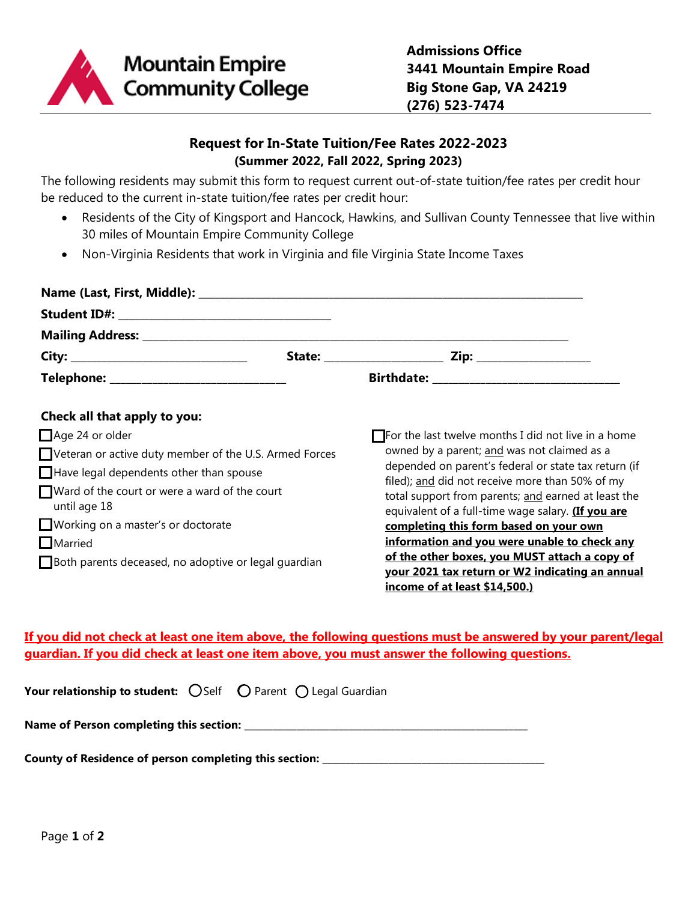**Mountain Empire Community College**

**Admissions Office**
**3441 Mountain Empire Road**
**Big Stone Gap, VA 24219**
**(276) 523-7474**

## Request for In-State Tuition/Fee Rates 2022-2023
### (Summer 2022, Fall 2022, Spring 2023)

The following residents may submit this form to request current out-of-state tuition/fee rates per credit hour be reduced to the current in-state tuition/fee rates per credit hour:

- Residents of the City of Kingsport and Hancock, Hawkins, and Sullivan County Tennessee that live within 30 miles of Mountain Empire Community College
- Non-Virginia Residents that work in Virginia and file Virginia State Income Taxes

**Name (Last, First, Middle):** ____________________________________________

**Student ID#:** ______________________________

**Mailing Address:** ____________________________________________

**City:** ________________________ **State:** ________________ **Zip:** ________________

**Telephone:** ________________________ **Birthdate:** ________________________

**Check all that apply to you:**

- ☐ Age 24 or older
- ☐ Veteran or active duty member of the U.S. Armed Forces
- ☐ Have legal dependents other than spouse
- ☐ Ward of the court or were a ward of the court until age 18
- ☐ Working on a master's or doctorate
- ☐ Married
- ☐ Both parents deceased, no adoptive or legal guardian
- ☐ For the last twelve months I did not live in a home owned by a parent; and was not claimed as a depended on parent's federal or state tax return (if filed); and did not receive more than 50% of my total support from parents; and earned at least the equivalent of a full-time wage salary. **(If you are completing this form based on your own information and you were unable to check any of the other boxes, you MUST attach a copy of your 2021 tax return or W2 indicating an annual income of at least $14,500.)**

**If you did not check at least one item above, the following questions must be answered by your parent/legal guardian. If you did check at least one item above, you must answer the following questions.**

**Your relationship to student:** ○ Self ○ Parent ○ Legal Guardian

**Name of Person completing this section:** ____________________________________________

**County of Residence of person completing this section:** ____________________________________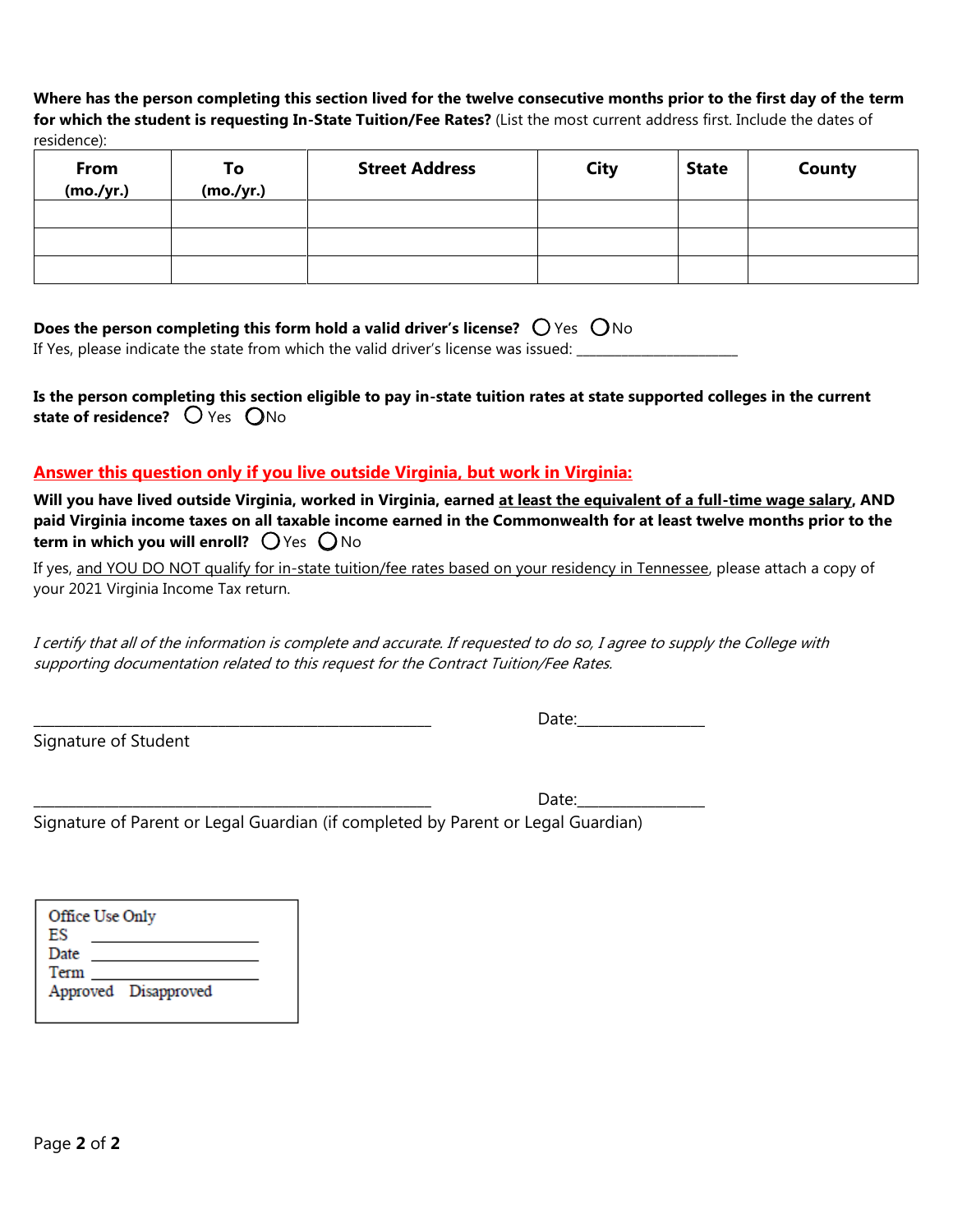**Where has the person completing this section lived for the twelve consecutive months prior to the first day of the term for which the student is requesting In-State Tuition/Fee Rates?** (List the most current address first. Include the dates of residence):

| From (mo./yr.) | To (mo./yr.) | Street Address | City | State | County |
|---|---|---|---|---|---|
| | | | | | |
| | | | | | |
| | | | | | |

**Does the person completing this form hold a valid driver's license?** ○ Yes ○ No
If Yes, please indicate the state from which the valid driver's license was issued: ______________________

**Is the person completing this section eligible to pay in-state tuition rates at state supported colleges in the current state of residence?** ○ Yes ○ No

**Answer this question only if you live outside Virginia, but work in Virginia:**

**Will you have lived outside Virginia, worked in Virginia, earned at least the equivalent of a full-time wage salary, AND paid Virginia income taxes on all taxable income earned in the Commonwealth for at least twelve months prior to the term in which you will enroll?** ○ Yes ○ No

If yes, and YOU DO NOT qualify for in-state tuition/fee rates based on your residency in Tennessee, please attach a copy of your 2021 Virginia Income Tax return.

*I certify that all of the information is complete and accurate. If requested to do so, I agree to supply the College with supporting documentation related to this request for the Contract Tuition/Fee Rates.*

______________________________________________ Date:________________
Signature of Student

______________________________________________ Date:________________
Signature of Parent or Legal Guardian (if completed by Parent or Legal Guardian)

Office Use Only
ES ____________________
Date ____________________
Term ____________________
Approved Disapproved